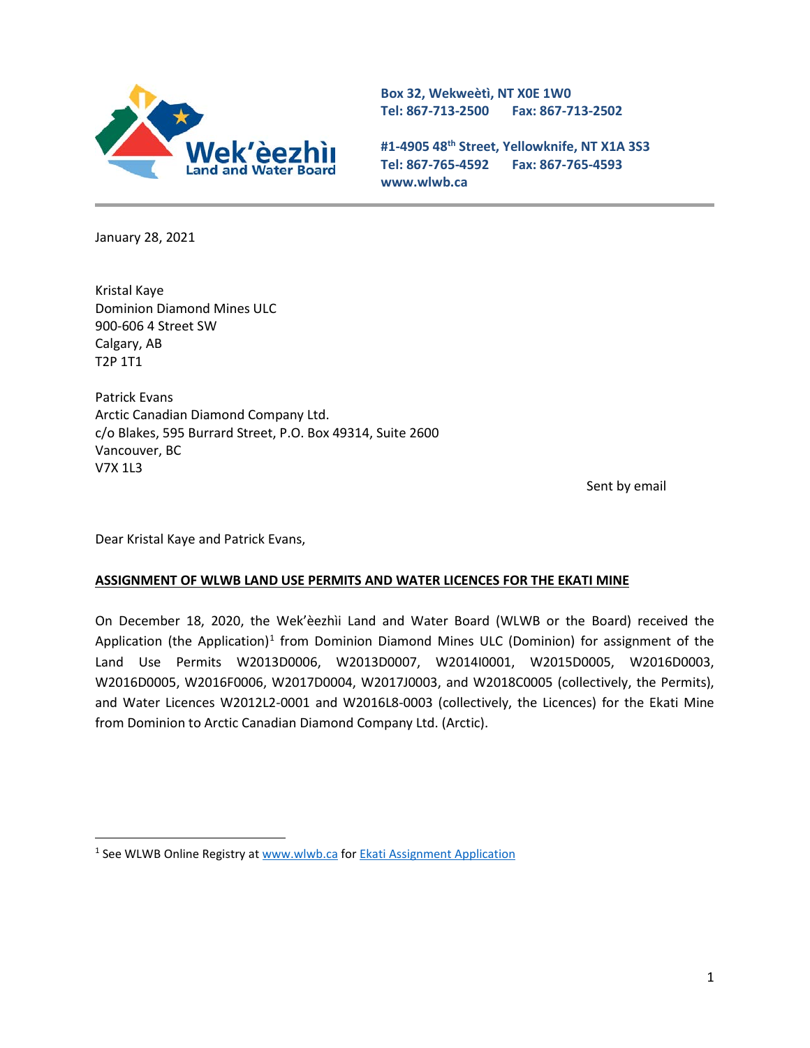**Wek'èezhìı Land and Water Board**

**Box 32, Wekweètì, NT X0E 1W0**
**Tel: 867-713-2500 Fax: 867-713-2502**

**#1-4905 48th Street, Yellowknife, NT X1A 3S3**
**Tel: 867-765-4592 Fax: 867-765-4593**
**www.wlwb.ca**

January 28, 2021

Kristal Kaye
Dominion Diamond Mines ULC
900-606 4 Street SW
Calgary, AB
T2P 1T1

Patrick Evans
Arctic Canadian Diamond Company Ltd.
c/o Blakes, 595 Burrard Street, P.O. Box 49314, Suite 2600
Vancouver, BC
V7X 1L3

Sent by email

Dear Kristal Kaye and Patrick Evans,

**ASSIGNMENT OF WLWB LAND USE PERMITS AND WATER LICENCES FOR THE EKATI MINE**

On December 18, 2020, the Wek'èezhìı Land and Water Board (WLWB or the Board) received the Application (the Application)[1] from Dominion Diamond Mines ULC (Dominion) for assignment of the Land Use Permits W2013D0006, W2013D0007, W2014I0001, W2015D0005, W2016D0003, W2016D0005, W2016F0006, W2017D0004, W2017J0003, and W2018C0005 (collectively, the Permits), and Water Licences W2012L2-0001 and W2016L8-0003 (collectively, the Licences) for the Ekati Mine from Dominion to Arctic Canadian Diamond Company Ltd. (Arctic).

[1] See WLWB Online Registry at www.wlwb.ca for Ekati Assignment Application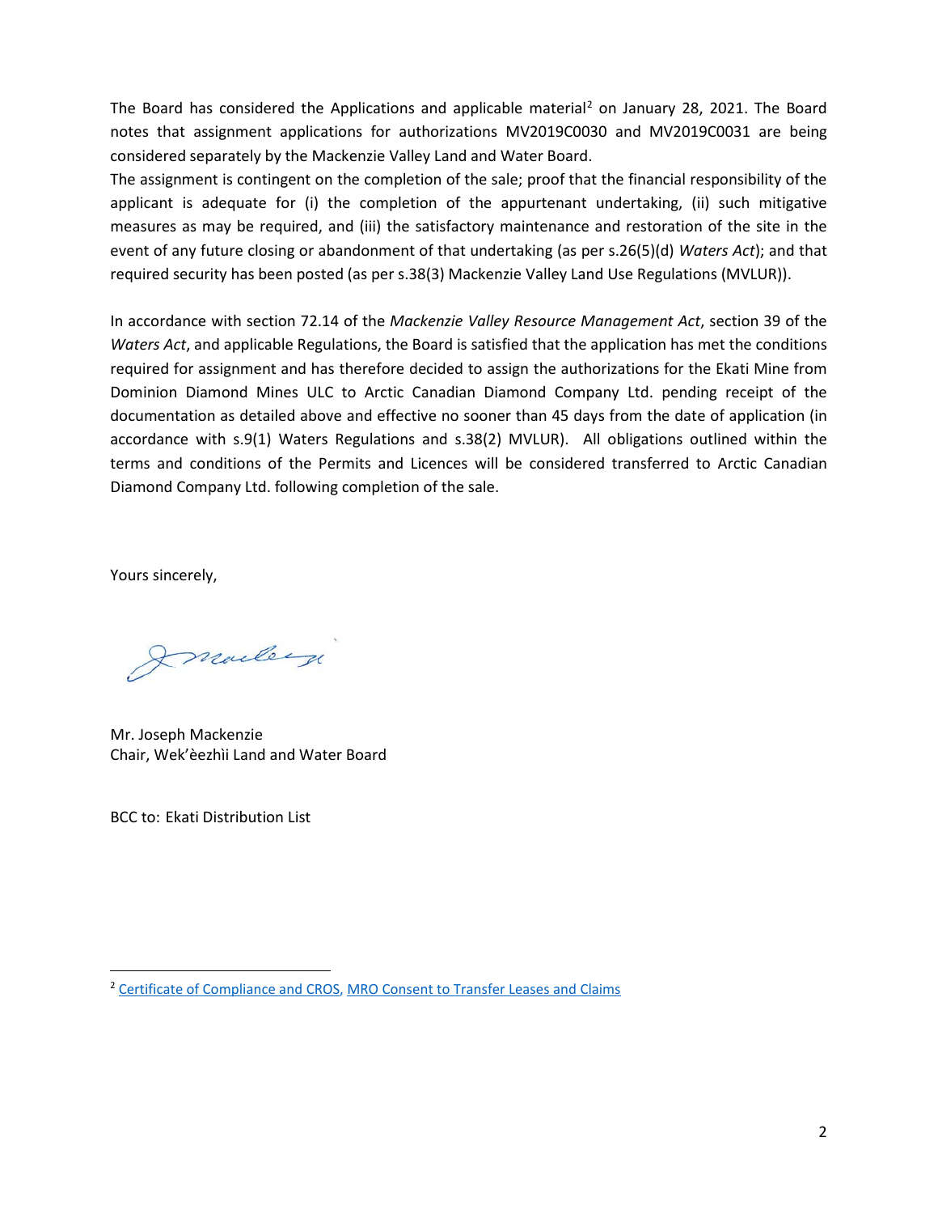The Board has considered the Applications and applicable material[2] on January 28, 2021. The Board notes that assignment applications for authorizations MV2019C0030 and MV2019C0031 are being considered separately by the Mackenzie Valley Land and Water Board.

The assignment is contingent on the completion of the sale; proof that the financial responsibility of the applicant is adequate for (i) the completion of the appurtenant undertaking, (ii) such mitigative measures as may be required, and (iii) the satisfactory maintenance and restoration of the site in the event of any future closing or abandonment of that undertaking (as per s.26(5)(d) *Waters Act*); and that required security has been posted (as per s.38(3) Mackenzie Valley Land Use Regulations (MVLUR)).

In accordance with section 72.14 of the *Mackenzie Valley Resource Management Act*, section 39 of the *Waters Act*, and applicable Regulations, the Board is satisfied that the application has met the conditions required for assignment and has therefore decided to assign the authorizations for the Ekati Mine from Dominion Diamond Mines ULC to Arctic Canadian Diamond Company Ltd. pending receipt of the documentation as detailed above and effective no sooner than 45 days from the date of application (in accordance with s.9(1) Waters Regulations and s.38(2) MVLUR). All obligations outlined within the terms and conditions of the Permits and Licences will be considered transferred to Arctic Canadian Diamond Company Ltd. following completion of the sale.

Yours sincerely,

Mr. Joseph Mackenzie
Chair, Wek'èezhìi Land and Water Board

BCC to: Ekati Distribution List

[2] Certificate of Compliance and CROS, MRO Consent to Transfer Leases and Claims